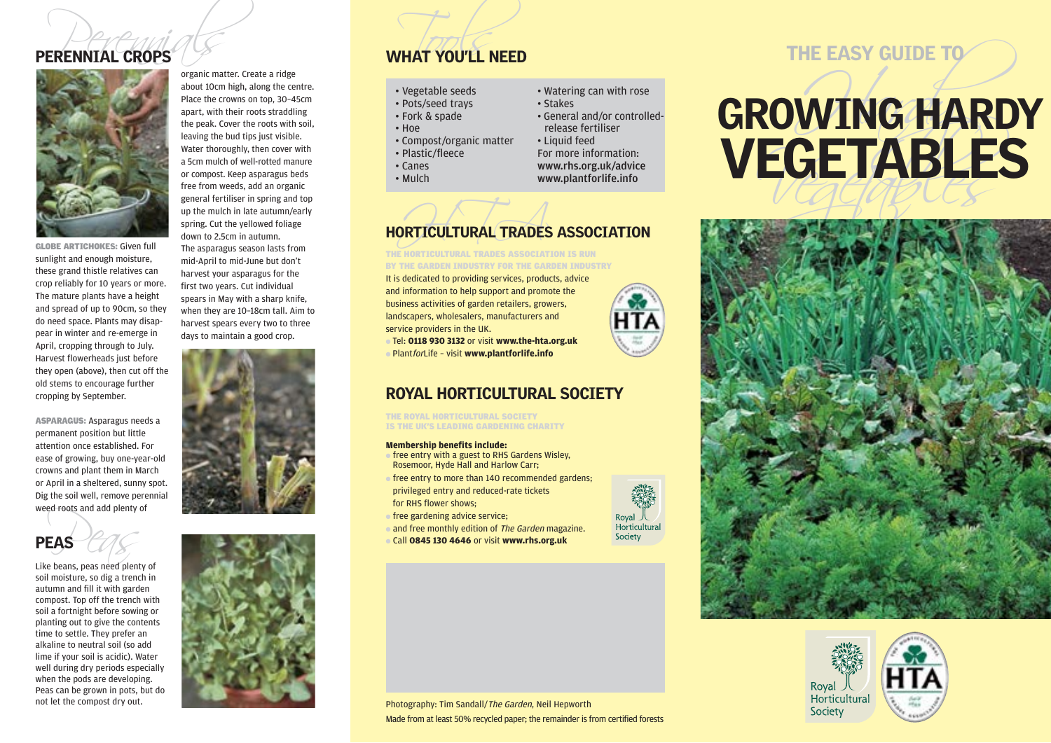## PERENNIAL CROPS

**GLOBE ARTICHOKES:** Given full sunlight and enough moisture, these grand thistle relatives can crop reliably for 10 years or more. The mature plants have a height and spread of up to 90cm, so they do need space. Plants may disappear in winter and re-emerge in April, cropping through to July. Harvest flowerheads just before they open (above), then cut off the old stems to encourage further cropping by September.

**ASPARAGUS:** Asparagus needs a permanent position but little attention once established. For ease of growing, buy one-year-old crowns and plant them in March or April in a sheltered, sunny spot. Dig the soil well, remove perennial weed roots and add plenty of organic matter. Create a ridge about 10cm high, along the centre. Place the crowns on top, 30–45cm apart, with their roots straddling the peak. Cover the roots with soil, leaving the bud tips just visible. Water thoroughly, then cover with a 5cm mulch of well-rotted manure or compost. Keep asparagus beds free from weeds, add an organic general fertiliser in spring and top up the mulch in late autumn/early spring. Cut the yellowed foliage down to 2.5cm in autumn.
The asparagus season lasts from mid-April to mid-June but don't harvest your asparagus for the first two years. Cut individual spears in May with a sharp knife, when they are 10–18cm tall. Aim to harvest spears every two to three days to maintain a good crop.

## PEAS

Like beans, peas need plenty of soil moisture, so dig a trench in autumn and fill it with garden compost. Top off the trench with soil a fortnight before sowing or planting out to give the contents time to settle. They prefer an alkaline to neutral soil (so add lime if your soil is acidic). Water well during dry periods especially when the pods are developing. Peas can be grown in pots, but do not let the compost dry out.

## WHAT YOU'LL NEED

- Vegetable seeds
- Pots/seed trays
- Fork & spade
- Hoe
- Compost/organic matter
- Plastic/fleece
- Canes
- Mulch
- Watering can with rose
- Stakes
- General and/or controlled-release fertiliser
- Liquid feed

For more information:
**www.rhs.org.uk/advice**
**www.plantforlife.info**

## HORTICULTURAL TRADES ASSOCIATION

**THE HORTICULTURAL TRADES ASSOCIATION IS RUN BY THE GARDEN INDUSTRY FOR THE GARDEN INDUSTRY**

It is dedicated to providing services, products, advice and information to help support and promote the business activities of garden retailers, growers, landscapers, wholesalers, manufacturers and service providers in the UK.

- Tel: **0118 930 3132** or visit **www.the-hta.org.uk**
- Plant*for*Life – visit **www.plantforlife.info**

## ROYAL HORTICULTURAL SOCIETY

**THE ROYAL HORTICULTURAL SOCIETY IS THE UK'S LEADING GARDENING CHARITY**

**Membership benefits include:**

- free entry with a guest to RHS Gardens Wisley, Rosemoor, Hyde Hall and Harlow Carr;
- free entry to more than 140 recommended gardens; privileged entry and reduced-rate tickets for RHS flower shows;
- free gardening advice service;
- and free monthly edition of *The Garden* magazine.
- Call **0845 130 4646** or visit **www.rhs.org.uk**

Photography: Tim Sandall/*The Garden*, Neil Hepworth
Made from at least 50% recycled paper; the remainder is from certified forests

# THE EASY GUIDE TO GROWING HARDY VEGETABLES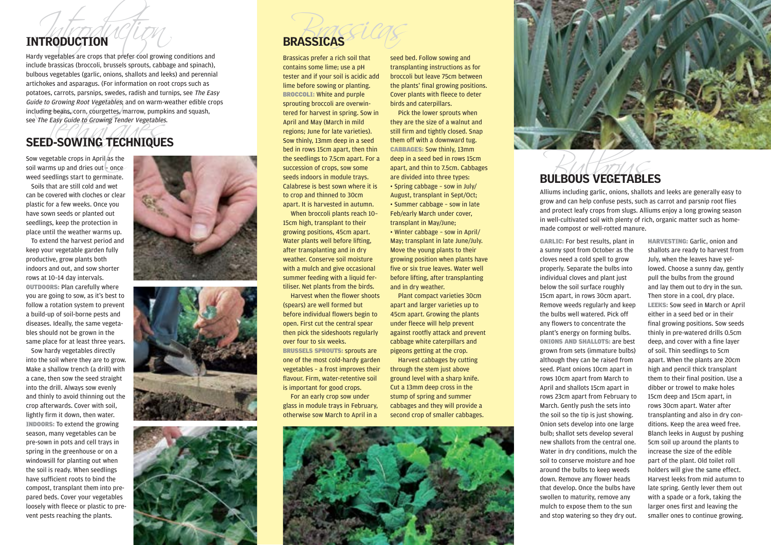## INTRODUCTION

Hardy vegetables are crops that prefer cool growing conditions and include brassicas (broccoli, brussels sprouts, cabbage and spinach), bulbous vegetables (garlic, onions, shallots and leeks) and perennial artichokes and asparagus. (For information on root crops such as potatoes, carrots, parsnips, swedes, radish and turnips, see *The Easy Guide to Growing Root Vegetables*; and on warm-weather edible crops including beans, corn, courgettes, marrow, pumpkins and squash, see *The Easy Guide to Growing Tender Vegetables*.

## SEED-SOWING TECHNIQUES

Sow vegetable crops in April as the soil warms up and dries out – once weed seedlings start to germinate.

Soils that are still cold and wet can be covered with cloches or clear plastic for a few weeks. Once you have sown seeds or planted out seedlings, keep the protection in place until the weather warms up.

To extend the harvest period and keep your vegetable garden fully productive, grow plants both indoors and out, and sow shorter rows at 10–14 day intervals.

**OUTDOORS:** Plan carefully where you are going to sow, as it's best to follow a rotation system to prevent a build-up of soil-borne pests and diseases. Ideally, the same vegetables should not be grown in the same place for at least three years.

Sow hardy vegetables directly into the soil where they are to grow. Make a shallow trench (a drill) with a cane, then sow the seed straight into the drill. Always sow evenly and thinly to avoid thinning out the crop afterwards. Cover with soil, lightly firm it down, then water.

**INDOORS:** To extend the growing season, many vegetables can be pre-sown in pots and cell trays in spring in the greenhouse or on a windowsill for planting out when the soil is ready. When seedlings have sufficient roots to bind the compost, transplant them into prepared beds. Cover your vegetables loosely with fleece or plastic to prevent pests reaching the plants.

## BRASSICAS

Brassicas prefer a rich soil that contains some lime; use a pH tester and if your soil is acidic add lime before sowing or planting.

**BROCCOLI:** White and purple sprouting broccoli are overwintered for harvest in spring. Sow in April and May (March in mild regions; June for late varieties). Sow thinly, 13mm deep in a seed bed in rows 15cm apart, then thin the seedlings to 7.5cm apart. For a succession of crops, sow some seeds indoors in module trays. Calabrese is best sown where it is to crop and thinned to 30cm apart. It is harvested in autumn.

When broccoli plants reach 10–15cm high, transplant to their growing positions, 45cm apart. Water plants well before lifting, after transplanting and in dry weather. Conserve soil moisture with a mulch and give occasional summer feeding with a liquid fertiliser. Net plants from the birds.

Harvest when the flower shoots (spears) are well formed but before individual flowers begin to open. First cut the central spear then pick the sideshoots regularly over four to six weeks.

**BRUSSELS SPROUTS:** sprouts are one of the most cold-hardy garden vegetables – a frost improves their flavour. Firm, water-retentive soil is important for good crops.

For an early crop sow under glass in module trays in February, otherwise sow March to April in a seed bed. Follow sowing and transplanting instructions as for broccoli but leave 75cm between the plants' final growing positions. Cover plants with fleece to deter birds and caterpillars.

Pick the lower sprouts when they are the size of a walnut and still firm and tightly closed. Snap them off with a downward tug.

**CABBAGES:** Sow thinly, 13mm deep in a seed bed in rows 15cm apart, and thin to 7.5cm. Cabbages are divided into three types:

- Spring cabbage – sow in July/August, transplant in Sept/Oct;
- Summer cabbage – sow in late Feb/early March under cover, transplant in May/June;
- Winter cabbage – sow in April/May; transplant in late June/July.

Move the young plants to their growing position when plants have five or six true leaves. Water well before lifting, after transplanting and in dry weather.

Plant compact varieties 30cm apart and larger varieties up to 45cm apart. Growing the plants under fleece will help prevent against rootfly attack and prevent cabbage white caterpillars and pigeons getting at the crop.

Harvest cabbages by cutting through the stem just above ground level with a sharp knife. Cut a 13mm deep cross in the stump of spring and summer cabbages and they will provide a second crop of smaller cabbages.

## BULBOUS VEGETABLES

Alliums including garlic, onions, shallots and leeks are generally easy to grow and can help confuse pests, such as carrot and parsnip root flies and protect leafy crops from slugs. Alliums enjoy a long growing season in well-cultivated soil with plenty of rich, organic matter such as home-made compost or well-rotted manure.

**GARLIC:** For best results, plant in a sunny spot from October as the cloves need a cold spell to grow properly. Separate the bulbs into individual cloves and plant just below the soil surface roughly 15cm apart, in rows 30cm apart. Remove weeds regularly and keep the bulbs well watered. Pick off any flowers to concentrate the plant's energy on forming bulbs.

**ONIONS AND SHALLOTS:** are best grown from sets (immature bulbs) although they can be raised from seed. Plant onions 10cm apart in rows 10cm apart from March to April and shallots 15cm apart in rows 23cm apart from February to March. Gently push the sets into the soil so the tip is just showing. Onion sets develop into one large bulb; shallot sets develop several new shallots from the central one. Water in dry conditions, mulch the soil to conserve moisture and hoe around the bulbs to keep weeds down. Remove any flower heads that develop. Once the bulbs have swollen to maturity, remove any mulch to expose them to the sun and stop watering so they dry out.

**HARVESTING:** Garlic, onion and shallots are ready to harvest from July, when the leaves have yellowed. Choose a sunny day, gently pull the bulbs from the ground and lay them out to dry in the sun. Then store in a cool, dry place.

**LEEKS:** Sow seed in March or April either in a seed bed or in their final growing positions. Sow seeds thinly in pre-watered drills 0.5cm deep, and cover with a fine layer of soil. Thin seedlings to 5cm apart. When the plants are 20cm high and pencil thick transplant them to their final position. Use a dibber or trowel to make holes 15cm deep and 15cm apart, in rows 30cm apart. Water after transplanting and also in dry conditions. Keep the area weed free. Blanch leeks in August by pushing 5cm soil up around the plants to increase the size of the edible part of the plant. Old toilet roll holders will give the same effect. Harvest leeks from mid autumn to late spring. Gently lever them out with a spade or a fork, taking the larger ones first and leaving the smaller ones to continue growing.